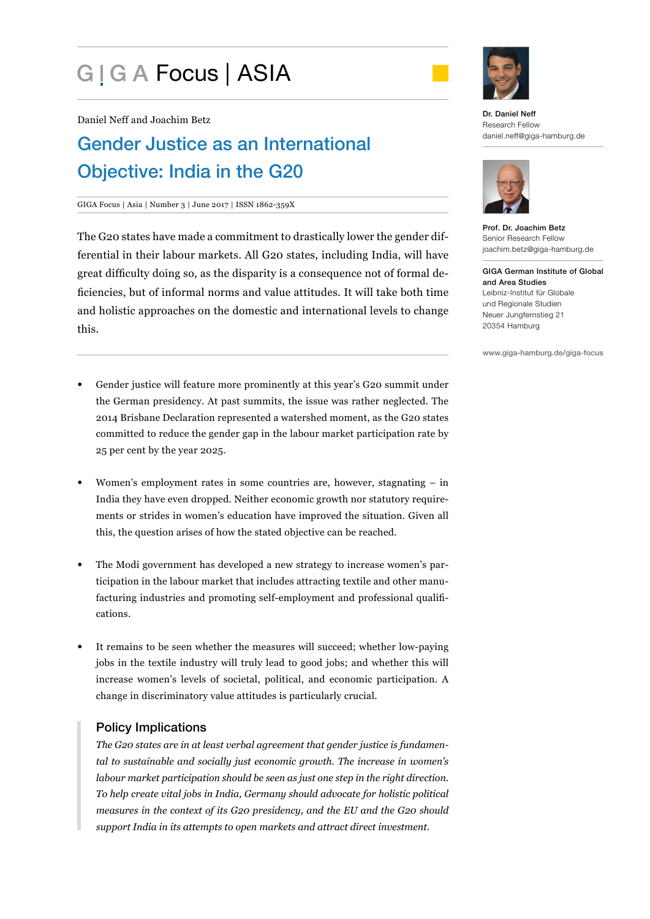GIGA Focus | ASIA

Daniel Neff and Joachim Betz

# Gender Justice as an International Objective: India in the G20

GIGA Focus | Asia | Number 3 | June 2017 | ISSN 1862-359X

The G20 states have made a commitment to drastically lower the gender differential in their labour markets. All G20 states, including India, will have great difficulty doing so, as the disparity is a consequence not of formal deficiencies, but of informal norms and value attitudes. It will take both time and holistic approaches on the domestic and international levels to change this.

- Gender justice will feature more prominently at this year's G20 summit under the German presidency. At past summits, the issue was rather neglected. The 2014 Brisbane Declaration represented a watershed moment, as the G20 states committed to reduce the gender gap in the labour market participation rate by 25 per cent by the year 2025.

- Women's employment rates in some countries are, however, stagnating – in India they have even dropped. Neither economic growth nor statutory requirements or strides in women's education have improved the situation. Given all this, the question arises of how the stated objective can be reached.

- The Modi government has developed a new strategy to increase women's participation in the labour market that includes attracting textile and other manufacturing industries and promoting self-employment and professional qualifications.

- It remains to be seen whether the measures will succeed; whether low-paying jobs in the textile industry will truly lead to good jobs; and whether this will increase women's levels of societal, political, and economic participation. A change in discriminatory value attitudes is particularly crucial.

## Policy Implications

*The G20 states are in at least verbal agreement that gender justice is fundamental to sustainable and socially just economic growth. The increase in women's labour market participation should be seen as just one step in the right direction. To help create vital jobs in India, Germany should advocate for holistic political measures in the context of its G20 presidency, and the EU and the G20 should support India in its attempts to open markets and attract direct investment.*

**Dr. Daniel Neff**
Research Fellow
daniel.neff@giga-hamburg.de

**Prof. Dr. Joachim Betz**
Senior Research Fellow
joachim.betz@giga-hamburg.de

**GIGA German Institute of Global and Area Studies**
Leibniz-Institut für Globale und Regionale Studien
Neuer Jungfernstieg 21
20354 Hamburg

www.giga-hamburg.de/giga-focus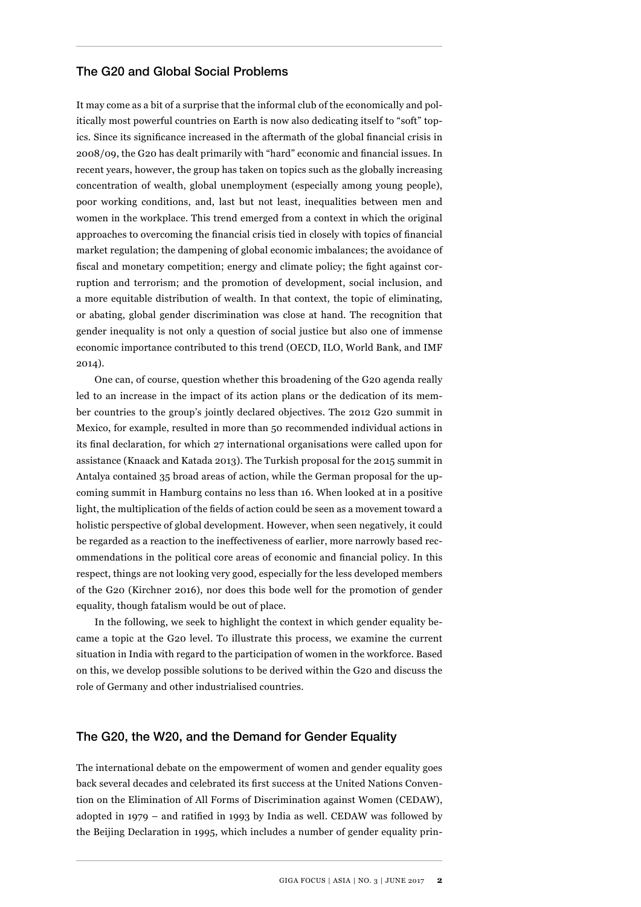## The G20 and Global Social Problems

It may come as a bit of a surprise that the informal club of the economically and politically most powerful countries on Earth is now also dedicating itself to "soft" topics. Since its significance increased in the aftermath of the global financial crisis in 2008/09, the G20 has dealt primarily with "hard" economic and financial issues. In recent years, however, the group has taken on topics such as the globally increasing concentration of wealth, global unemployment (especially among young people), poor working conditions, and, last but not least, inequalities between men and women in the workplace. This trend emerged from a context in which the original approaches to overcoming the financial crisis tied in closely with topics of financial market regulation; the dampening of global economic imbalances; the avoidance of fiscal and monetary competition; energy and climate policy; the fight against corruption and terrorism; and the promotion of development, social inclusion, and a more equitable distribution of wealth. In that context, the topic of eliminating, or abating, global gender discrimination was close at hand. The recognition that gender inequality is not only a question of social justice but also one of immense economic importance contributed to this trend (OECD, ILO, World Bank, and IMF 2014).

One can, of course, question whether this broadening of the G20 agenda really led to an increase in the impact of its action plans or the dedication of its member countries to the group's jointly declared objectives. The 2012 G20 summit in Mexico, for example, resulted in more than 50 recommended individual actions in its final declaration, for which 27 international organisations were called upon for assistance (Knaack and Katada 2013). The Turkish proposal for the 2015 summit in Antalya contained 35 broad areas of action, while the German proposal for the upcoming summit in Hamburg contains no less than 16. When looked at in a positive light, the multiplication of the fields of action could be seen as a movement toward a holistic perspective of global development. However, when seen negatively, it could be regarded as a reaction to the ineffectiveness of earlier, more narrowly based recommendations in the political core areas of economic and financial policy. In this respect, things are not looking very good, especially for the less developed members of the G20 (Kirchner 2016), nor does this bode well for the promotion of gender equality, though fatalism would be out of place.

In the following, we seek to highlight the context in which gender equality became a topic at the G20 level. To illustrate this process, we examine the current situation in India with regard to the participation of women in the workforce. Based on this, we develop possible solutions to be derived within the G20 and discuss the role of Germany and other industrialised countries.

## The G20, the W20, and the Demand for Gender Equality

The international debate on the empowerment of women and gender equality goes back several decades and celebrated its first success at the United Nations Convention on the Elimination of All Forms of Discrimination against Women (CEDAW), adopted in 1979 – and ratified in 1993 by India as well. CEDAW was followed by the Beijing Declaration in 1995, which includes a number of gender equality prin-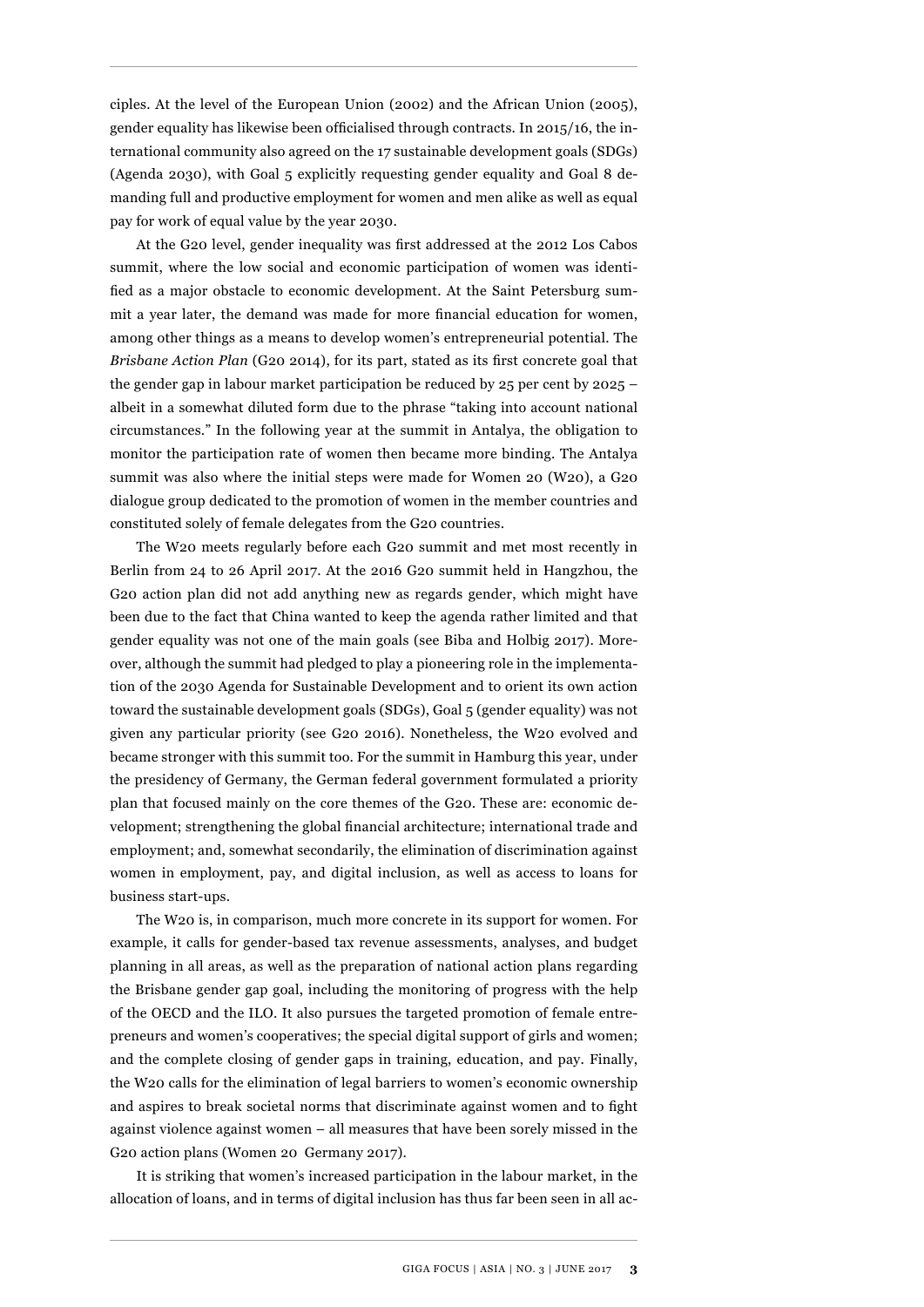ciples. At the level of the European Union (2002) and the African Union (2005), gender equality has likewise been officialised through contracts. In 2015/16, the international community also agreed on the 17 sustainable development goals (SDGs) (Agenda 2030), with Goal 5 explicitly requesting gender equality and Goal 8 demanding full and productive employment for women and men alike as well as equal pay for work of equal value by the year 2030.

At the G20 level, gender inequality was first addressed at the 2012 Los Cabos summit, where the low social and economic participation of women was identified as a major obstacle to economic development. At the Saint Petersburg summit a year later, the demand was made for more financial education for women, among other things as a means to develop women's entrepreneurial potential. The *Brisbane Action Plan* (G20 2014), for its part, stated as its first concrete goal that the gender gap in labour market participation be reduced by 25 per cent by 2025 – albeit in a somewhat diluted form due to the phrase "taking into account national circumstances." In the following year at the summit in Antalya, the obligation to monitor the participation rate of women then became more binding. The Antalya summit was also where the initial steps were made for Women 20 (W20), a G20 dialogue group dedicated to the promotion of women in the member countries and constituted solely of female delegates from the G20 countries.

The W20 meets regularly before each G20 summit and met most recently in Berlin from 24 to 26 April 2017. At the 2016 G20 summit held in Hangzhou, the G20 action plan did not add anything new as regards gender, which might have been due to the fact that China wanted to keep the agenda rather limited and that gender equality was not one of the main goals (see Biba and Holbig 2017). Moreover, although the summit had pledged to play a pioneering role in the implementation of the 2030 Agenda for Sustainable Development and to orient its own action toward the sustainable development goals (SDGs), Goal 5 (gender equality) was not given any particular priority (see G20 2016). Nonetheless, the W20 evolved and became stronger with this summit too. For the summit in Hamburg this year, under the presidency of Germany, the German federal government formulated a priority plan that focused mainly on the core themes of the G20. These are: economic development; strengthening the global financial architecture; international trade and employment; and, somewhat secondarily, the elimination of discrimination against women in employment, pay, and digital inclusion, as well as access to loans for business start-ups.

The W20 is, in comparison, much more concrete in its support for women. For example, it calls for gender-based tax revenue assessments, analyses, and budget planning in all areas, as well as the preparation of national action plans regarding the Brisbane gender gap goal, including the monitoring of progress with the help of the OECD and the ILO. It also pursues the targeted promotion of female entrepreneurs and women's cooperatives; the special digital support of girls and women; and the complete closing of gender gaps in training, education, and pay. Finally, the W20 calls for the elimination of legal barriers to women's economic ownership and aspires to break societal norms that discriminate against women and to fight against violence against women – all measures that have been sorely missed in the G20 action plans (Women 20 Germany 2017).

It is striking that women's increased participation in the labour market, in the allocation of loans, and in terms of digital inclusion has thus far been seen in all ac-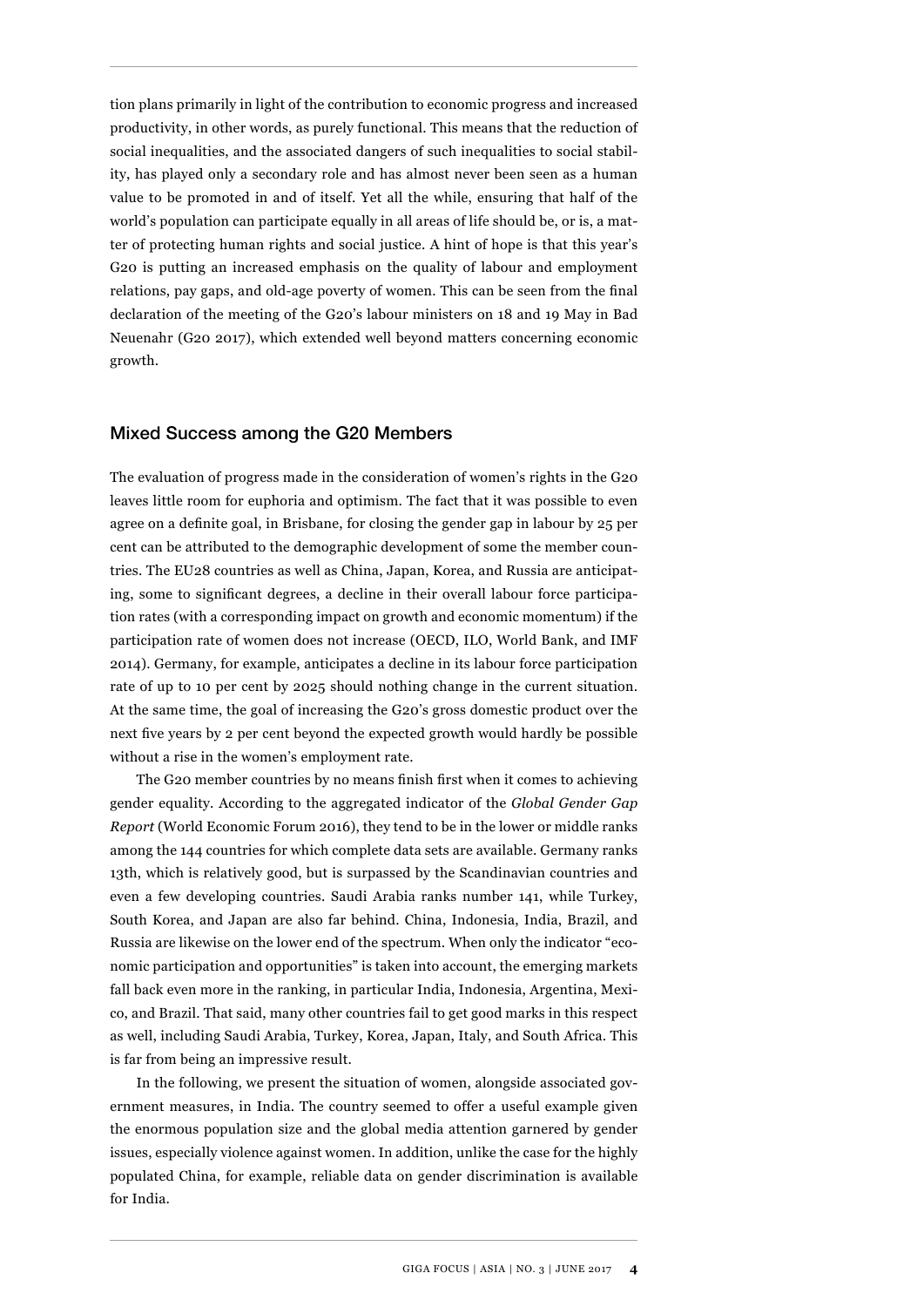tion plans primarily in light of the contribution to economic progress and increased productivity, in other words, as purely functional. This means that the reduction of social inequalities, and the associated dangers of such inequalities to social stability, has played only a secondary role and has almost never been seen as a human value to be promoted in and of itself. Yet all the while, ensuring that half of the world's population can participate equally in all areas of life should be, or is, a matter of protecting human rights and social justice. A hint of hope is that this year's G20 is putting an increased emphasis on the quality of labour and employment relations, pay gaps, and old-age poverty of women. This can be seen from the final declaration of the meeting of the G20's labour ministers on 18 and 19 May in Bad Neuenahr (G20 2017), which extended well beyond matters concerning economic growth.

## Mixed Success among the G20 Members

The evaluation of progress made in the consideration of women's rights in the G20 leaves little room for euphoria and optimism. The fact that it was possible to even agree on a definite goal, in Brisbane, for closing the gender gap in labour by 25 per cent can be attributed to the demographic development of some the member countries. The EU28 countries as well as China, Japan, Korea, and Russia are anticipating, some to significant degrees, a decline in their overall labour force participation rates (with a corresponding impact on growth and economic momentum) if the participation rate of women does not increase (OECD, ILO, World Bank, and IMF 2014). Germany, for example, anticipates a decline in its labour force participation rate of up to 10 per cent by 2025 should nothing change in the current situation. At the same time, the goal of increasing the G20's gross domestic product over the next five years by 2 per cent beyond the expected growth would hardly be possible without a rise in the women's employment rate.

The G20 member countries by no means finish first when it comes to achieving gender equality. According to the aggregated indicator of the *Global Gender Gap Report* (World Economic Forum 2016), they tend to be in the lower or middle ranks among the 144 countries for which complete data sets are available. Germany ranks 13th, which is relatively good, but is surpassed by the Scandinavian countries and even a few developing countries. Saudi Arabia ranks number 141, while Turkey, South Korea, and Japan are also far behind. China, Indonesia, India, Brazil, and Russia are likewise on the lower end of the spectrum. When only the indicator "economic participation and opportunities" is taken into account, the emerging markets fall back even more in the ranking, in particular India, Indonesia, Argentina, Mexico, and Brazil. That said, many other countries fail to get good marks in this respect as well, including Saudi Arabia, Turkey, Korea, Japan, Italy, and South Africa. This is far from being an impressive result.

In the following, we present the situation of women, alongside associated government measures, in India. The country seemed to offer a useful example given the enormous population size and the global media attention garnered by gender issues, especially violence against women. In addition, unlike the case for the highly populated China, for example, reliable data on gender discrimination is available for India.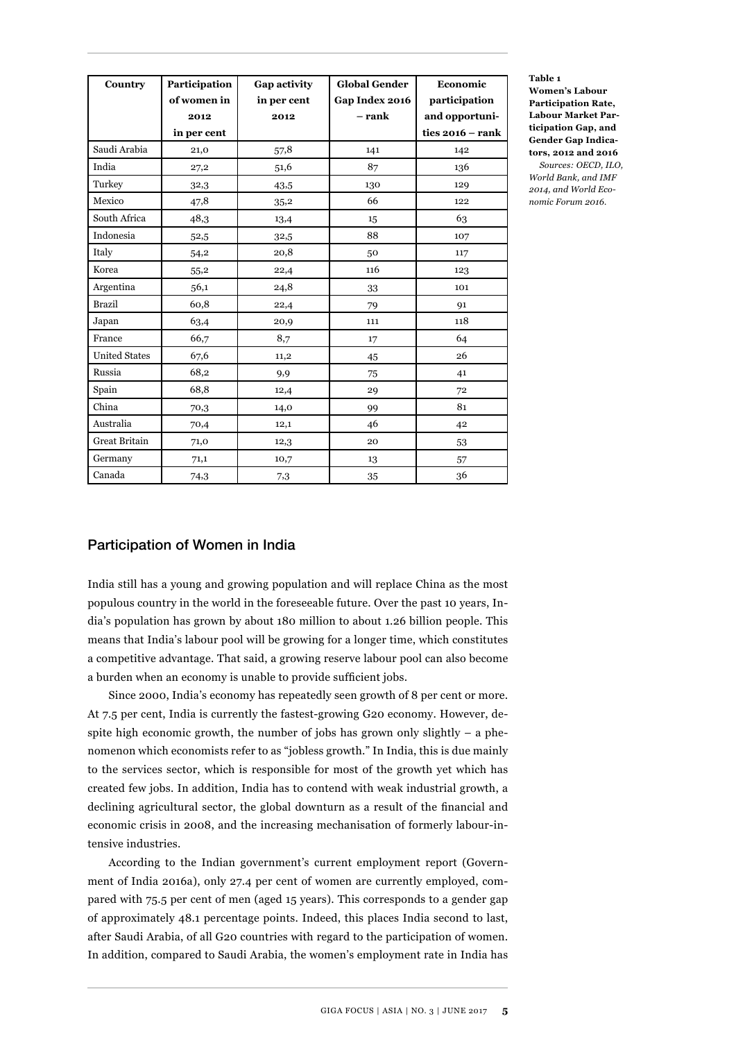**Table 1**
**Women's Labour Participation Rate, Labour Market Participation Gap, and Gender Gap Indicators, 2012 and 2016**
*Sources: OECD, ILO, World Bank, and IMF 2014, and World Economic Forum 2016.*

| Country | Participation of women in 2012 in per cent | Gap activity in per cent 2012 | Global Gender Gap Index 2016 – rank | Economic participation and opportunities 2016 – rank |
|---|---|---|---|---|
| Saudi Arabia | 21,0 | 57,8 | 141 | 142 |
| India | 27,2 | 51,6 | 87 | 136 |
| Turkey | 32,3 | 43,5 | 130 | 129 |
| Mexico | 47,8 | 35,2 | 66 | 122 |
| South Africa | 48,3 | 13,4 | 15 | 63 |
| Indonesia | 52,5 | 32,5 | 88 | 107 |
| Italy | 54,2 | 20,8 | 50 | 117 |
| Korea | 55,2 | 22,4 | 116 | 123 |
| Argentina | 56,1 | 24,8 | 33 | 101 |
| Brazil | 60,8 | 22,4 | 79 | 91 |
| Japan | 63,4 | 20,9 | 111 | 118 |
| France | 66,7 | 8,7 | 17 | 64 |
| United States | 67,6 | 11,2 | 45 | 26 |
| Russia | 68,2 | 9,9 | 75 | 41 |
| Spain | 68,8 | 12,4 | 29 | 72 |
| China | 70,3 | 14,0 | 99 | 81 |
| Australia | 70,4 | 12,1 | 46 | 42 |
| Great Britain | 71,0 | 12,3 | 20 | 53 |
| Germany | 71,1 | 10,7 | 13 | 57 |
| Canada | 74,3 | 7,3 | 35 | 36 |

## Participation of Women in India

India still has a young and growing population and will replace China as the most populous country in the world in the foreseeable future. Over the past 10 years, India's population has grown by about 180 million to about 1.26 billion people. This means that India's labour pool will be growing for a longer time, which constitutes a competitive advantage. That said, a growing reserve labour pool can also become a burden when an economy is unable to provide sufficient jobs.

Since 2000, India's economy has repeatedly seen growth of 8 per cent or more. At 7.5 per cent, India is currently the fastest-growing G20 economy. However, despite high economic growth, the number of jobs has grown only slightly – a phenomenon which economists refer to as "jobless growth." In India, this is due mainly to the services sector, which is responsible for most of the growth yet which has created few jobs. In addition, India has to contend with weak industrial growth, a declining agricultural sector, the global downturn as a result of the financial and economic crisis in 2008, and the increasing mechanisation of formerly labour-intensive industries.

According to the Indian government's current employment report (Government of India 2016a), only 27.4 per cent of women are currently employed, compared with 75.5 per cent of men (aged 15 years). This corresponds to a gender gap of approximately 48.1 percentage points. Indeed, this places India second to last, after Saudi Arabia, of all G20 countries with regard to the participation of women. In addition, compared to Saudi Arabia, the women's employment rate in India has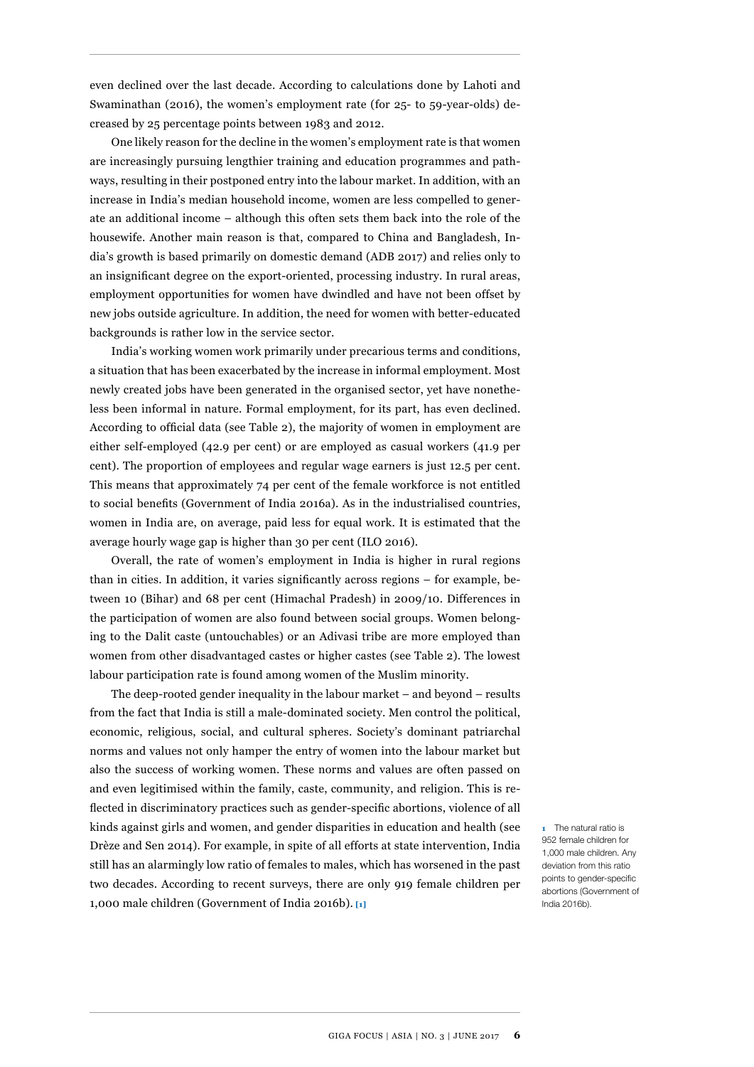even declined over the last decade. According to calculations done by Lahoti and Swaminathan (2016), the women's employment rate (for 25- to 59-year-olds) decreased by 25 percentage points between 1983 and 2012.

One likely reason for the decline in the women's employment rate is that women are increasingly pursuing lengthier training and education programmes and pathways, resulting in their postponed entry into the labour market. In addition, with an increase in India's median household income, women are less compelled to generate an additional income – although this often sets them back into the role of the housewife. Another main reason is that, compared to China and Bangladesh, India's growth is based primarily on domestic demand (ADB 2017) and relies only to an insignificant degree on the export-oriented, processing industry. In rural areas, employment opportunities for women have dwindled and have not been offset by new jobs outside agriculture. In addition, the need for women with better-educated backgrounds is rather low in the service sector.

India's working women work primarily under precarious terms and conditions, a situation that has been exacerbated by the increase in informal employment. Most newly created jobs have been generated in the organised sector, yet have nonetheless been informal in nature. Formal employment, for its part, has even declined. According to official data (see Table 2), the majority of women in employment are either self-employed (42.9 per cent) or are employed as casual workers (41.9 per cent). The proportion of employees and regular wage earners is just 12.5 per cent. This means that approximately 74 per cent of the female workforce is not entitled to social benefits (Government of India 2016a). As in the industrialised countries, women in India are, on average, paid less for equal work. It is estimated that the average hourly wage gap is higher than 30 per cent (ILO 2016).

Overall, the rate of women's employment in India is higher in rural regions than in cities. In addition, it varies significantly across regions – for example, between 10 (Bihar) and 68 per cent (Himachal Pradesh) in 2009/10. Differences in the participation of women are also found between social groups. Women belonging to the Dalit caste (untouchables) or an Adivasi tribe are more employed than women from other disadvantaged castes or higher castes (see Table 2). The lowest labour participation rate is found among women of the Muslim minority.

The deep-rooted gender inequality in the labour market – and beyond – results from the fact that India is still a male-dominated society. Men control the political, economic, religious, social, and cultural spheres. Society's dominant patriarchal norms and values not only hamper the entry of women into the labour market but also the success of working women. These norms and values are often passed on and even legitimised within the family, caste, community, and religion. This is reflected in discriminatory practices such as gender-specific abortions, violence of all kinds against girls and women, and gender disparities in education and health (see Drèze and Sen 2014). For example, in spite of all efforts at state intervention, India still has an alarmingly low ratio of females to males, which has worsened in the past two decades. According to recent surveys, there are only 919 female children per 1,000 male children (Government of India 2016b). [1]

1 The natural ratio is 952 female children for 1,000 male children. Any deviation from this ratio points to gender-specific abortions (Government of India 2016b).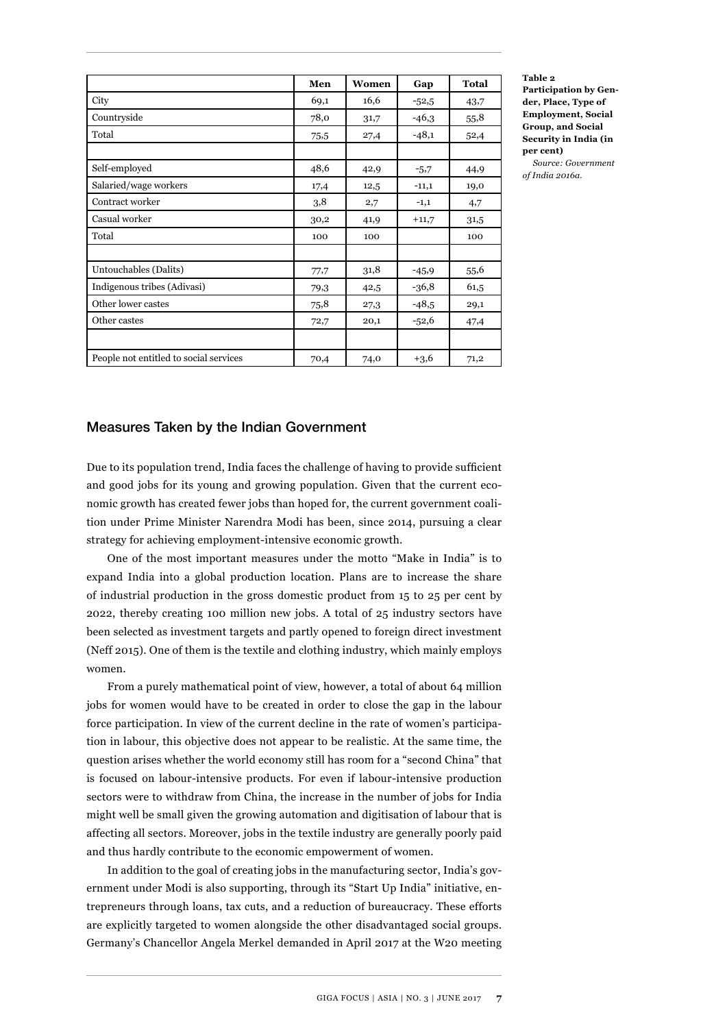**Table 2**
**Participation by Gender, Place, Type of Employment, Social Group, and Social Security in India (in per cent)**
*Source: Government of India 2016a.*

| | Men | Women | Gap | Total |
|---|---|---|---|---|
| City | 69,1 | 16,6 | -52,5 | 43,7 |
| Countryside | 78,0 | 31,7 | -46,3 | 55,8 |
| Total | 75,5 | 27,4 | -48,1 | 52,4 |
| | | | | |
| Self-employed | 48,6 | 42,9 | -5,7 | 44,9 |
| Salaried/wage workers | 17,4 | 12,5 | -11,1 | 19,0 |
| Contract worker | 3,8 | 2,7 | -1,1 | 4,7 |
| Casual worker | 30,2 | 41,9 | +11,7 | 31,5 |
| Total | 100 | 100 | | 100 |
| | | | | |
| Untouchables (Dalits) | 77,7 | 31,8 | -45,9 | 55,6 |
| Indigenous tribes (Adivasi) | 79,3 | 42,5 | -36,8 | 61,5 |
| Other lower castes | 75,8 | 27,3 | -48,5 | 29,1 |
| Other castes | 72,7 | 20,1 | -52,6 | 47,4 |
| | | | | |
| People not entitled to social services | 70,4 | 74,0 | +3,6 | 71,2 |

## Measures Taken by the Indian Government

Due to its population trend, India faces the challenge of having to provide sufficient and good jobs for its young and growing population. Given that the current economic growth has created fewer jobs than hoped for, the current government coalition under Prime Minister Narendra Modi has been, since 2014, pursuing a clear strategy for achieving employment-intensive economic growth.

One of the most important measures under the motto "Make in India" is to expand India into a global production location. Plans are to increase the share of industrial production in the gross domestic product from 15 to 25 per cent by 2022, thereby creating 100 million new jobs. A total of 25 industry sectors have been selected as investment targets and partly opened to foreign direct investment (Neff 2015). One of them is the textile and clothing industry, which mainly employs women.

From a purely mathematical point of view, however, a total of about 64 million jobs for women would have to be created in order to close the gap in the labour force participation. In view of the current decline in the rate of women's participation in labour, this objective does not appear to be realistic. At the same time, the question arises whether the world economy still has room for a "second China" that is focused on labour-intensive products. For even if labour-intensive production sectors were to withdraw from China, the increase in the number of jobs for India might well be small given the growing automation and digitisation of labour that is affecting all sectors. Moreover, jobs in the textile industry are generally poorly paid and thus hardly contribute to the economic empowerment of women.

In addition to the goal of creating jobs in the manufacturing sector, India's government under Modi is also supporting, through its "Start Up India" initiative, entrepreneurs through loans, tax cuts, and a reduction of bureaucracy. These efforts are explicitly targeted to women alongside the other disadvantaged social groups. Germany's Chancellor Angela Merkel demanded in April 2017 at the W20 meeting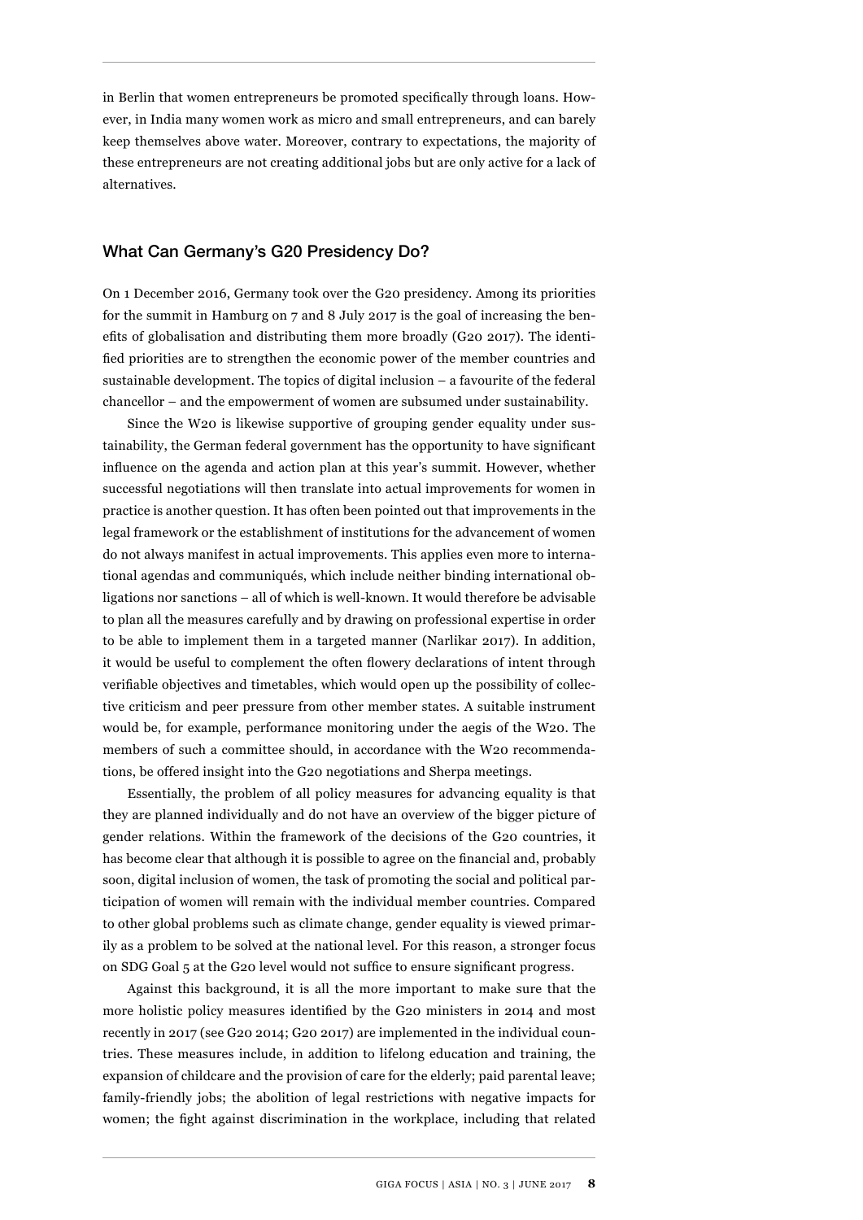in Berlin that women entrepreneurs be promoted specifically through loans. However, in India many women work as micro and small entrepreneurs, and can barely keep themselves above water. Moreover, contrary to expectations, the majority of these entrepreneurs are not creating additional jobs but are only active for a lack of alternatives.

## What Can Germany's G20 Presidency Do?

On 1 December 2016, Germany took over the G20 presidency. Among its priorities for the summit in Hamburg on 7 and 8 July 2017 is the goal of increasing the benefits of globalisation and distributing them more broadly (G20 2017). The identified priorities are to strengthen the economic power of the member countries and sustainable development. The topics of digital inclusion – a favourite of the federal chancellor – and the empowerment of women are subsumed under sustainability.

Since the W20 is likewise supportive of grouping gender equality under sustainability, the German federal government has the opportunity to have significant influence on the agenda and action plan at this year's summit. However, whether successful negotiations will then translate into actual improvements for women in practice is another question. It has often been pointed out that improvements in the legal framework or the establishment of institutions for the advancement of women do not always manifest in actual improvements. This applies even more to international agendas and communiqués, which include neither binding international obligations nor sanctions – all of which is well-known. It would therefore be advisable to plan all the measures carefully and by drawing on professional expertise in order to be able to implement them in a targeted manner (Narlikar 2017). In addition, it would be useful to complement the often flowery declarations of intent through verifiable objectives and timetables, which would open up the possibility of collective criticism and peer pressure from other member states. A suitable instrument would be, for example, performance monitoring under the aegis of the W20. The members of such a committee should, in accordance with the W20 recommendations, be offered insight into the G20 negotiations and Sherpa meetings.

Essentially, the problem of all policy measures for advancing equality is that they are planned individually and do not have an overview of the bigger picture of gender relations. Within the framework of the decisions of the G20 countries, it has become clear that although it is possible to agree on the financial and, probably soon, digital inclusion of women, the task of promoting the social and political participation of women will remain with the individual member countries. Compared to other global problems such as climate change, gender equality is viewed primarily as a problem to be solved at the national level. For this reason, a stronger focus on SDG Goal 5 at the G20 level would not suffice to ensure significant progress.

Against this background, it is all the more important to make sure that the more holistic policy measures identified by the G20 ministers in 2014 and most recently in 2017 (see G20 2014; G20 2017) are implemented in the individual countries. These measures include, in addition to lifelong education and training, the expansion of childcare and the provision of care for the elderly; paid parental leave; family-friendly jobs; the abolition of legal restrictions with negative impacts for women; the fight against discrimination in the workplace, including that related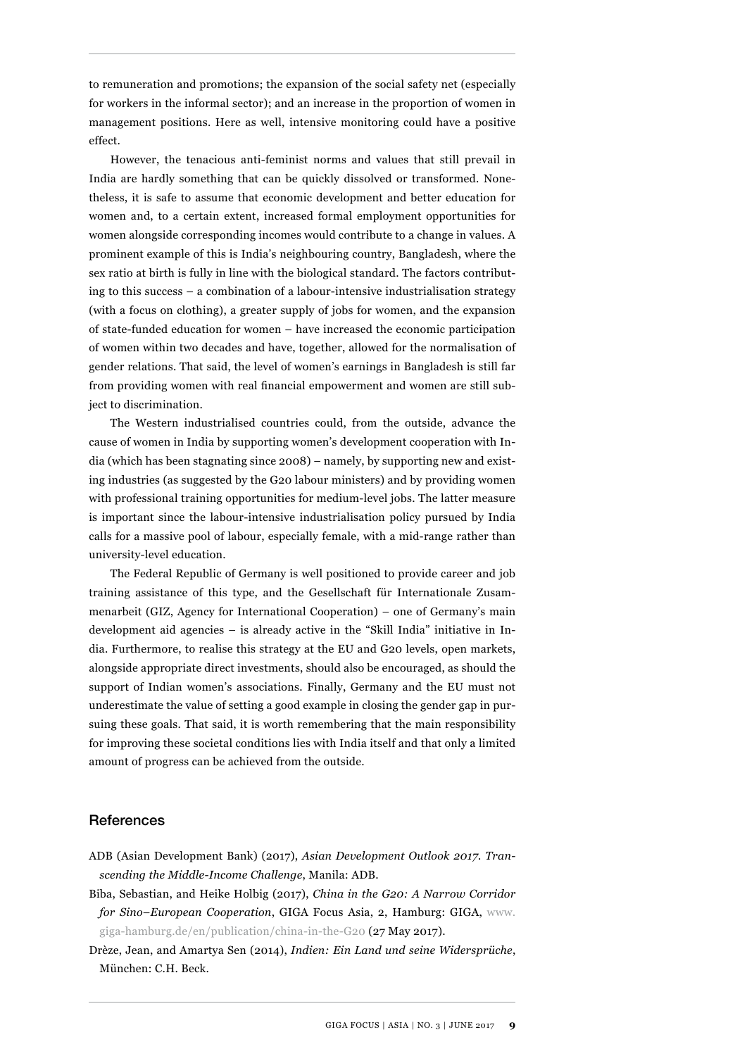to remuneration and promotions; the expansion of the social safety net (especially for workers in the informal sector); and an increase in the proportion of women in management positions. Here as well, intensive monitoring could have a positive effect.

However, the tenacious anti-feminist norms and values that still prevail in India are hardly something that can be quickly dissolved or transformed. Nonetheless, it is safe to assume that economic development and better education for women and, to a certain extent, increased formal employment opportunities for women alongside corresponding incomes would contribute to a change in values. A prominent example of this is India's neighbouring country, Bangladesh, where the sex ratio at birth is fully in line with the biological standard. The factors contributing to this success – a combination of a labour-intensive industrialisation strategy (with a focus on clothing), a greater supply of jobs for women, and the expansion of state-funded education for women – have increased the economic participation of women within two decades and have, together, allowed for the normalisation of gender relations. That said, the level of women's earnings in Bangladesh is still far from providing women with real financial empowerment and women are still subject to discrimination.

The Western industrialised countries could, from the outside, advance the cause of women in India by supporting women's development cooperation with India (which has been stagnating since 2008) – namely, by supporting new and existing industries (as suggested by the G20 labour ministers) and by providing women with professional training opportunities for medium-level jobs. The latter measure is important since the labour-intensive industrialisation policy pursued by India calls for a massive pool of labour, especially female, with a mid-range rather than university-level education.

The Federal Republic of Germany is well positioned to provide career and job training assistance of this type, and the Gesellschaft für Internationale Zusammenarbeit (GIZ, Agency for International Cooperation) – one of Germany's main development aid agencies – is already active in the "Skill India" initiative in India. Furthermore, to realise this strategy at the EU and G20 levels, open markets, alongside appropriate direct investments, should also be encouraged, as should the support of Indian women's associations. Finally, Germany and the EU must not underestimate the value of setting a good example in closing the gender gap in pursuing these goals. That said, it is worth remembering that the main responsibility for improving these societal conditions lies with India itself and that only a limited amount of progress can be achieved from the outside.

## References

ADB (Asian Development Bank) (2017), *Asian Development Outlook 2017. Transcending the Middle-Income Challenge*, Manila: ADB.

Biba, Sebastian, and Heike Holbig (2017), *China in the G20: A Narrow Corridor for Sino–European Cooperation*, GIGA Focus Asia, 2, Hamburg: GIGA, www.giga-hamburg.de/en/publication/china-in-the-G20 (27 May 2017).

Drèze, Jean, and Amartya Sen (2014), *Indien: Ein Land und seine Widersprüche*, München: C.H. Beck.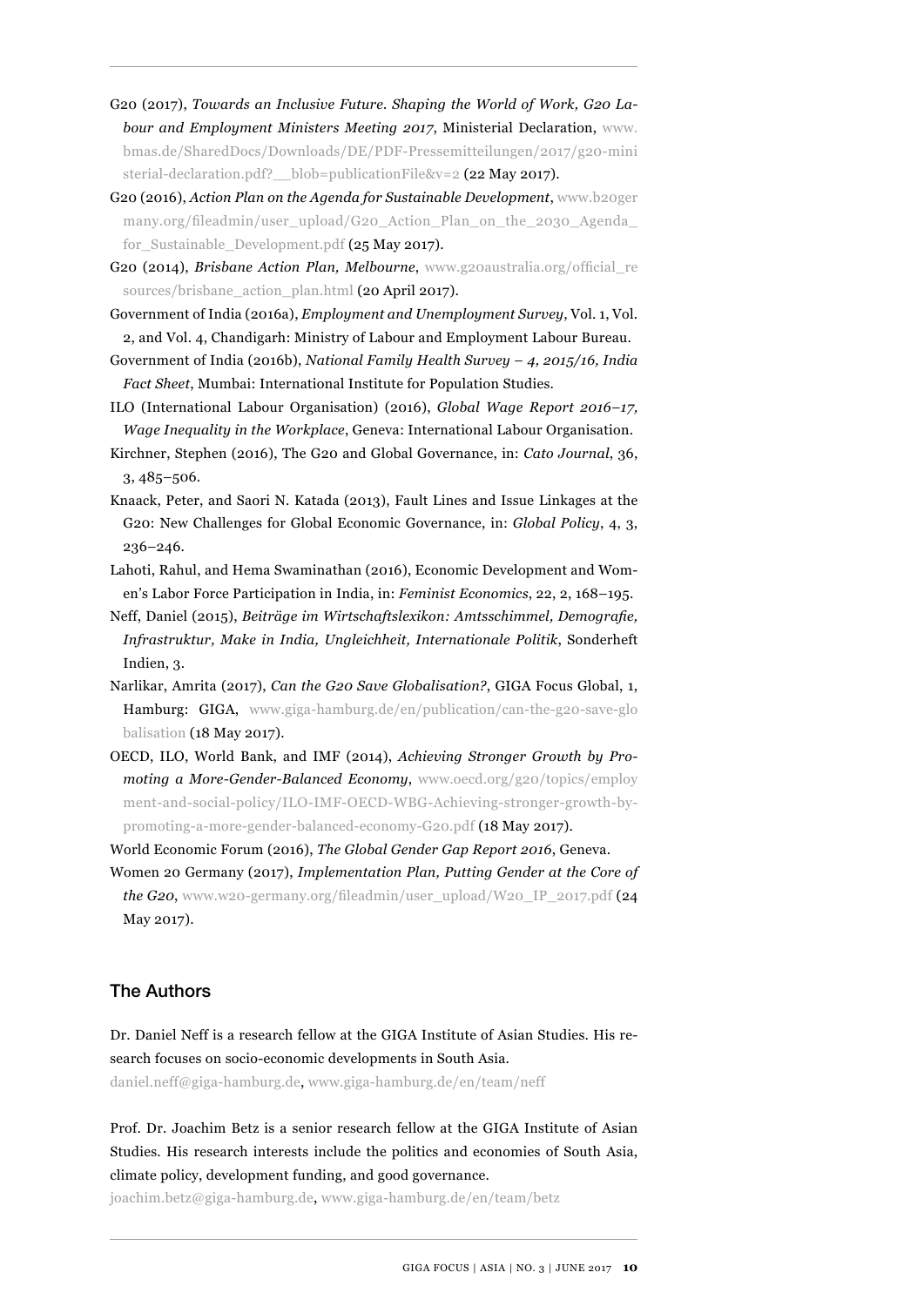G20 (2017), *Towards an Inclusive Future. Shaping the World of Work, G20 Labour and Employment Ministers Meeting 2017*, Ministerial Declaration, www.bmas.de/SharedDocs/Downloads/DE/PDF-Pressemitteilungen/2017/g20-ministerial-declaration.pdf?__blob=publicationFile&v=2 (22 May 2017).

G20 (2016), *Action Plan on the Agenda for Sustainable Development*, www.b20germany.org/fileadmin/user_upload/G20_Action_Plan_on_the_2030_Agenda_for_Sustainable_Development.pdf (25 May 2017).

G20 (2014), *Brisbane Action Plan, Melbourne*, www.g20australia.org/official_resources/brisbane_action_plan.html (20 April 2017).

Government of India (2016a), *Employment and Unemployment Survey*, Vol. 1, Vol. 2, and Vol. 4, Chandigarh: Ministry of Labour and Employment Labour Bureau.

Government of India (2016b), *National Family Health Survey – 4, 2015/16, India Fact Sheet*, Mumbai: International Institute for Population Studies.

ILO (International Labour Organisation) (2016), *Global Wage Report 2016–17, Wage Inequality in the Workplace*, Geneva: International Labour Organisation.

Kirchner, Stephen (2016), The G20 and Global Governance, in: *Cato Journal*, 36, 3, 485–506.

Knaack, Peter, and Saori N. Katada (2013), Fault Lines and Issue Linkages at the G20: New Challenges for Global Economic Governance, in: *Global Policy*, 4, 3, 236–246.

Lahoti, Rahul, and Hema Swaminathan (2016), Economic Development and Women's Labor Force Participation in India, in: *Feminist Economics*, 22, 2, 168–195.

Neff, Daniel (2015), *Beiträge im Wirtschaftslexikon: Amtsschimmel, Demografie, Infrastruktur, Make in India, Ungleichheit, Internationale Politik*, Sonderheft Indien, 3.

Narlikar, Amrita (2017), *Can the G20 Save Globalisation?*, GIGA Focus Global, 1, Hamburg: GIGA, www.giga-hamburg.de/en/publication/can-the-g20-save-globalisation (18 May 2017).

OECD, ILO, World Bank, and IMF (2014), *Achieving Stronger Growth by Promoting a More-Gender-Balanced Economy*, www.oecd.org/g20/topics/employment-and-social-policy/ILO-IMF-OECD-WBG-Achieving-stronger-growth-by-promoting-a-more-gender-balanced-economy-G20.pdf (18 May 2017).

World Economic Forum (2016), *The Global Gender Gap Report 2016*, Geneva.

Women 20 Germany (2017), *Implementation Plan, Putting Gender at the Core of the G20*, www.w20-germany.org/fileadmin/user_upload/W20_IP_2017.pdf (24 May 2017).

## The Authors

Dr. Daniel Neff is a research fellow at the GIGA Institute of Asian Studies. His research focuses on socio-economic developments in South Asia.
daniel.neff@giga-hamburg.de, www.giga-hamburg.de/en/team/neff

Prof. Dr. Joachim Betz is a senior research fellow at the GIGA Institute of Asian Studies. His research interests include the politics and economies of South Asia, climate policy, development funding, and good governance.
joachim.betz@giga-hamburg.de, www.giga-hamburg.de/en/team/betz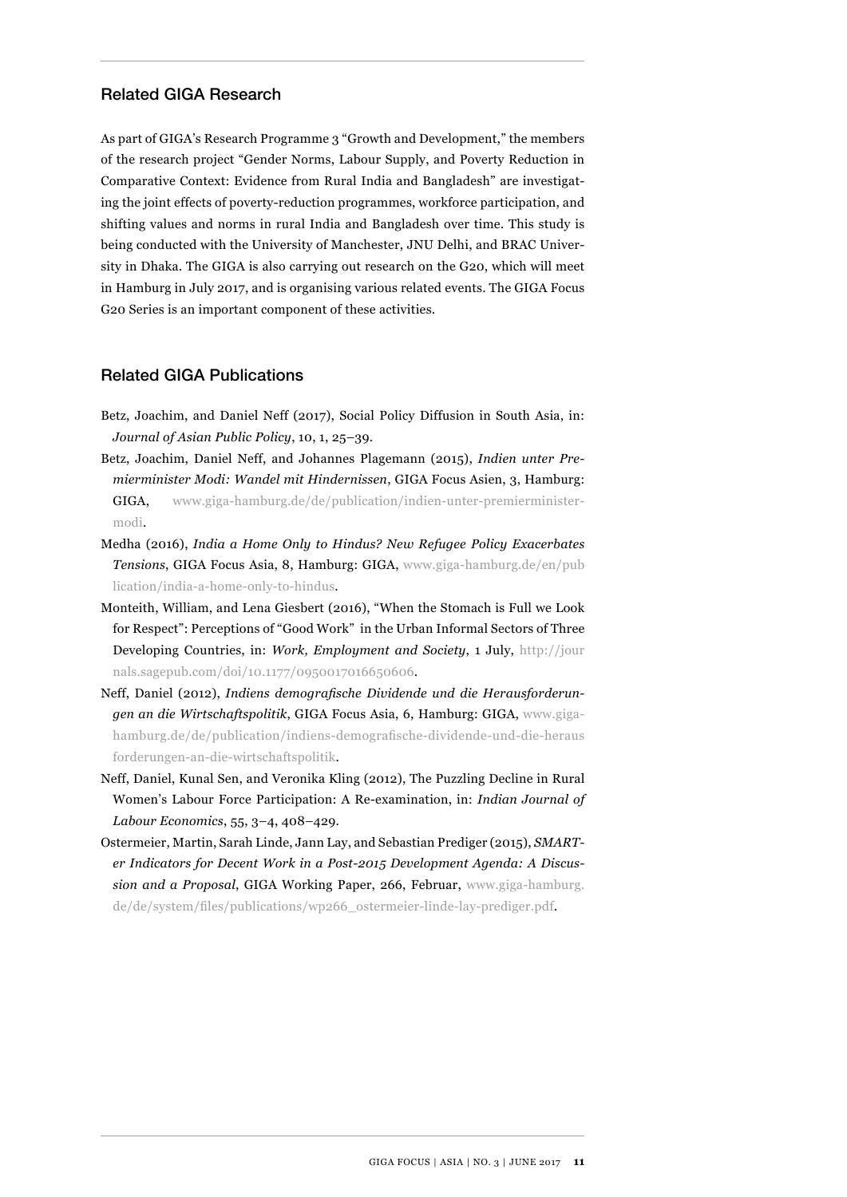## Related GIGA Research

As part of GIGA's Research Programme 3 "Growth and Development," the members of the research project "Gender Norms, Labour Supply, and Poverty Reduction in Comparative Context: Evidence from Rural India and Bangladesh" are investigating the joint effects of poverty-reduction programmes, workforce participation, and shifting values and norms in rural India and Bangladesh over time. This study is being conducted with the University of Manchester, JNU Delhi, and BRAC University in Dhaka. The GIGA is also carrying out research on the G20, which will meet in Hamburg in July 2017, and is organising various related events. The GIGA Focus G20 Series is an important component of these activities.

## Related GIGA Publications

Betz, Joachim, and Daniel Neff (2017), Social Policy Diffusion in South Asia, in: *Journal of Asian Public Policy*, 10, 1, 25–39.

Betz, Joachim, Daniel Neff, and Johannes Plagemann (2015), *Indien unter Premierminister Modi: Wandel mit Hindernissen*, GIGA Focus Asien, 3, Hamburg: GIGA, www.giga-hamburg.de/de/publication/indien-unter-premierminister-modi.

Medha (2016), *India a Home Only to Hindus? New Refugee Policy Exacerbates Tensions*, GIGA Focus Asia, 8, Hamburg: GIGA, www.giga-hamburg.de/en/publication/india-a-home-only-to-hindus.

Monteith, William, and Lena Giesbert (2016), "When the Stomach is Full we Look for Respect": Perceptions of "Good Work" in the Urban Informal Sectors of Three Developing Countries, in: *Work, Employment and Society*, 1 July, http://journals.sagepub.com/doi/10.1177/0950017016650606.

Neff, Daniel (2012), *Indiens demografische Dividende und die Herausforderungen an die Wirtschaftspolitik*, GIGA Focus Asia, 6, Hamburg: GIGA, www.giga-hamburg.de/de/publication/indiens-demografische-dividende-und-die-herausforderungen-an-die-wirtschaftspolitik.

Neff, Daniel, Kunal Sen, and Veronika Kling (2012), The Puzzling Decline in Rural Women's Labour Force Participation: A Re-examination, in: *Indian Journal of Labour Economics*, 55, 3–4, 408–429.

Ostermeier, Martin, Sarah Linde, Jann Lay, and Sebastian Prediger (2015), *SMARTer Indicators for Decent Work in a Post-2015 Development Agenda: A Discussion and a Proposal*, GIGA Working Paper, 266, Februar, www.giga-hamburg.de/de/system/files/publications/wp266_ostermeier-linde-lay-prediger.pdf.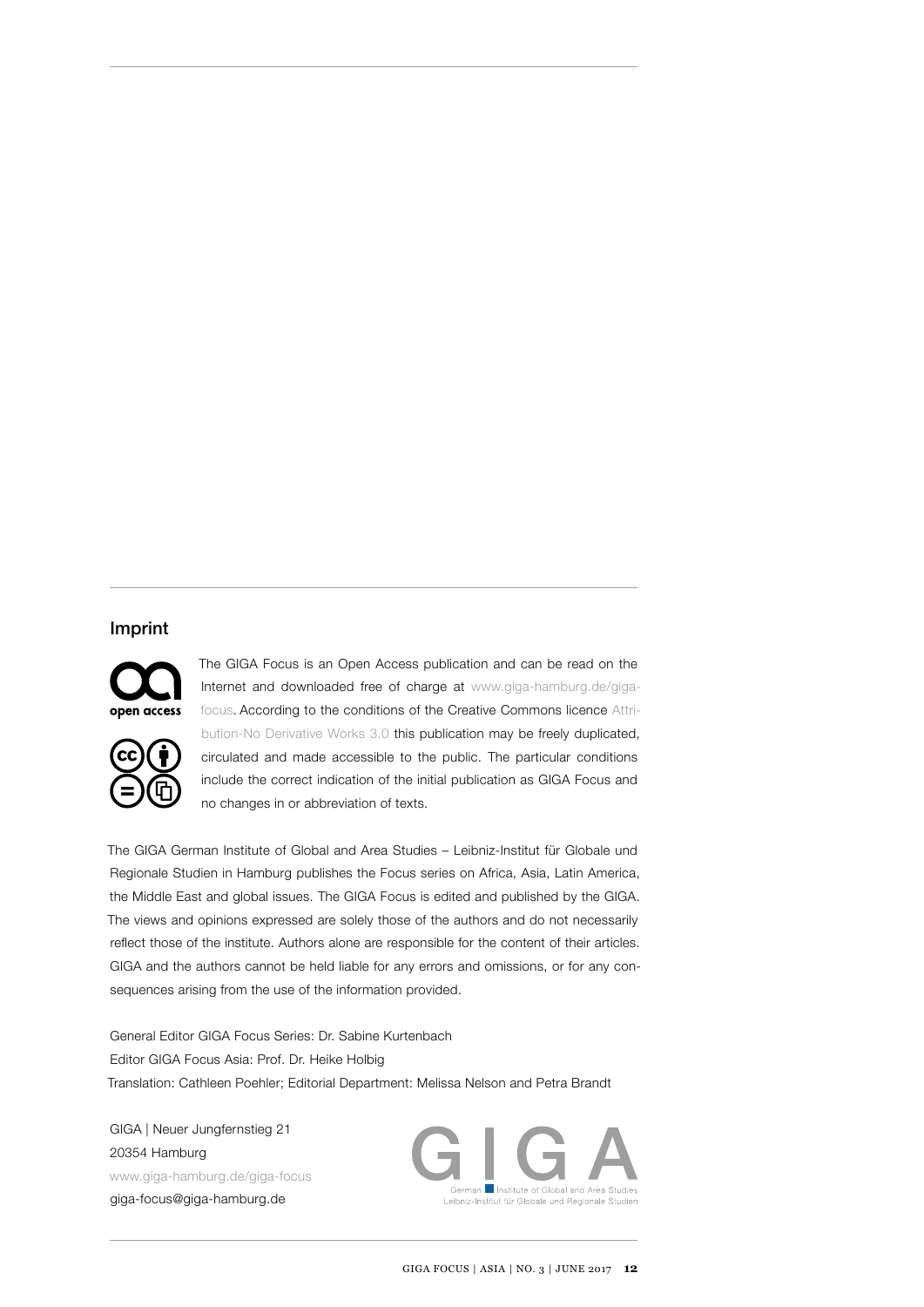## Imprint

The GIGA Focus is an Open Access publication and can be read on the Internet and downloaded free of charge at www.giga-hamburg.de/giga-focus. According to the conditions of the Creative Commons licence Attribution-No Derivative Works 3.0 this publication may be freely duplicated, circulated and made accessible to the public. The particular conditions include the correct indication of the initial publication as GIGA Focus and no changes in or abbreviation of texts.

The GIGA German Institute of Global and Area Studies – Leibniz-Institut für Globale und Regionale Studien in Hamburg publishes the Focus series on Africa, Asia, Latin America, the Middle East and global issues. The GIGA Focus is edited and published by the GIGA. The views and opinions expressed are solely those of the authors and do not necessarily reflect those of the institute. Authors alone are responsible for the content of their articles. GIGA and the authors cannot be held liable for any errors and omissions, or for any consequences arising from the use of the information provided.

General Editor GIGA Focus Series: Dr. Sabine Kurtenbach
Editor GIGA Focus Asia: Prof. Dr. Heike Holbig
Translation: Cathleen Poehler; Editorial Department: Melissa Nelson and Petra Brandt

GIGA | Neuer Jungfernstieg 21
20354 Hamburg
www.giga-hamburg.de/giga-focus
giga-focus@giga-hamburg.de

GIGA
German Institute of Global and Area Studies
Leibniz-Institut für Globale und Regionale Studien